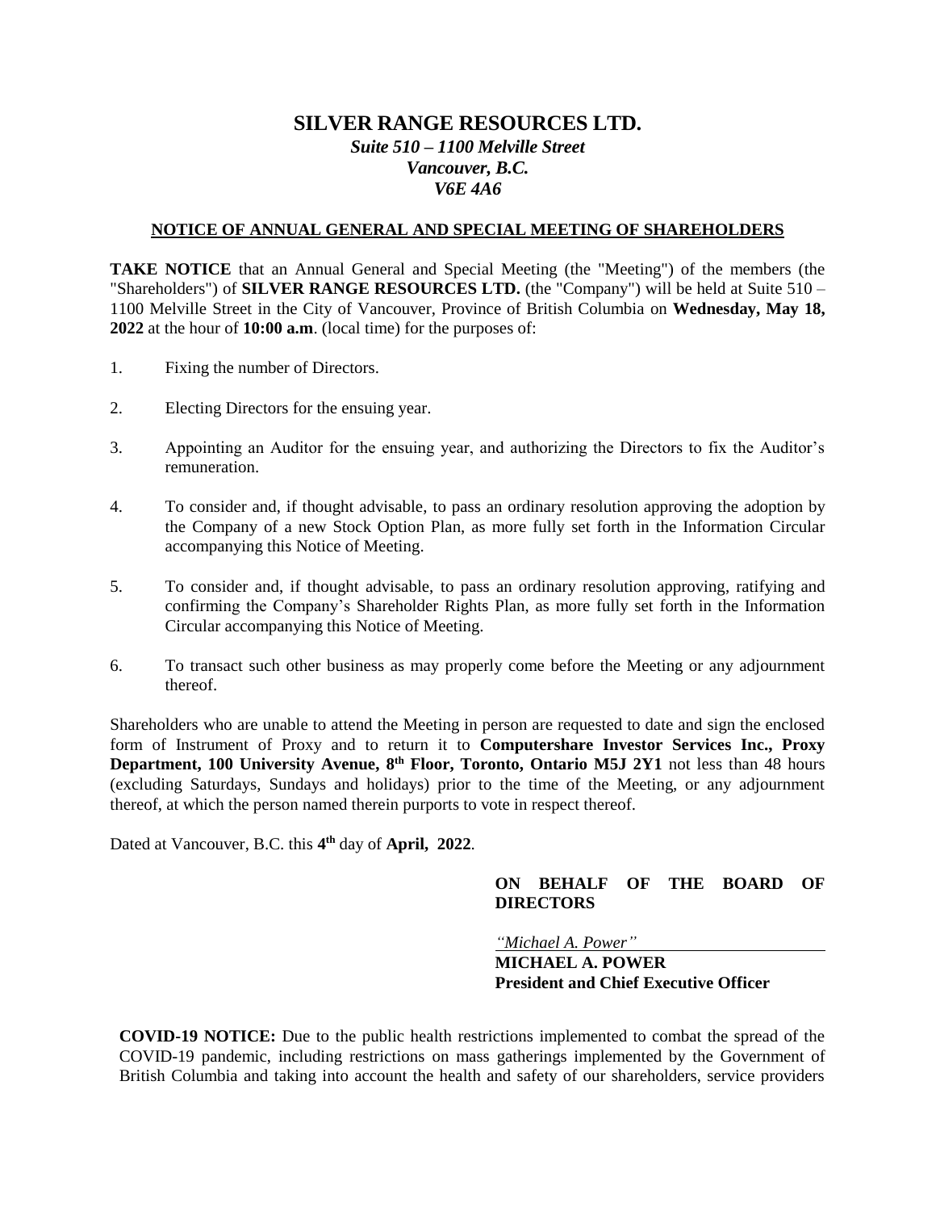# SILVER RANGE RESOURCES LTD.

*Suite 510 – 1100 Melville Street*
*Vancouver, B.C.*
*V6E 4A6*

## NOTICE OF ANNUAL GENERAL AND SPECIAL MEETING OF SHAREHOLDERS

**TAKE NOTICE** that an Annual General and Special Meeting (the "Meeting") of the members (the "Shareholders") of **SILVER RANGE RESOURCES LTD.** (the "Company") will be held at Suite 510 – 1100 Melville Street in the City of Vancouver, Province of British Columbia on **Wednesday, May 18, 2022** at the hour of **10:00 a.m**. (local time) for the purposes of:

1. Fixing the number of Directors.

2. Electing Directors for the ensuing year.

3. Appointing an Auditor for the ensuing year, and authorizing the Directors to fix the Auditor's remuneration.

4. To consider and, if thought advisable, to pass an ordinary resolution approving the adoption by the Company of a new Stock Option Plan, as more fully set forth in the Information Circular accompanying this Notice of Meeting.

5. To consider and, if thought advisable, to pass an ordinary resolution approving, ratifying and confirming the Company's Shareholder Rights Plan, as more fully set forth in the Information Circular accompanying this Notice of Meeting.

6. To transact such other business as may properly come before the Meeting or any adjournment thereof.

Shareholders who are unable to attend the Meeting in person are requested to date and sign the enclosed form of Instrument of Proxy and to return it to **Computershare Investor Services Inc., Proxy Department, 100 University Avenue, 8th Floor, Toronto, Ontario M5J 2Y1** not less than 48 hours (excluding Saturdays, Sundays and holidays) prior to the time of the Meeting, or any adjournment thereof, at which the person named therein purports to vote in respect thereof.

Dated at Vancouver, B.C. this **4th** day of **April, 2022**.

**ON BEHALF OF THE BOARD OF DIRECTORS**

*"Michael A. Power"*
**MICHAEL A. POWER**
**President and Chief Executive Officer**

**COVID-19 NOTICE:** Due to the public health restrictions implemented to combat the spread of the COVID-19 pandemic, including restrictions on mass gatherings implemented by the Government of British Columbia and taking into account the health and safety of our shareholders, service providers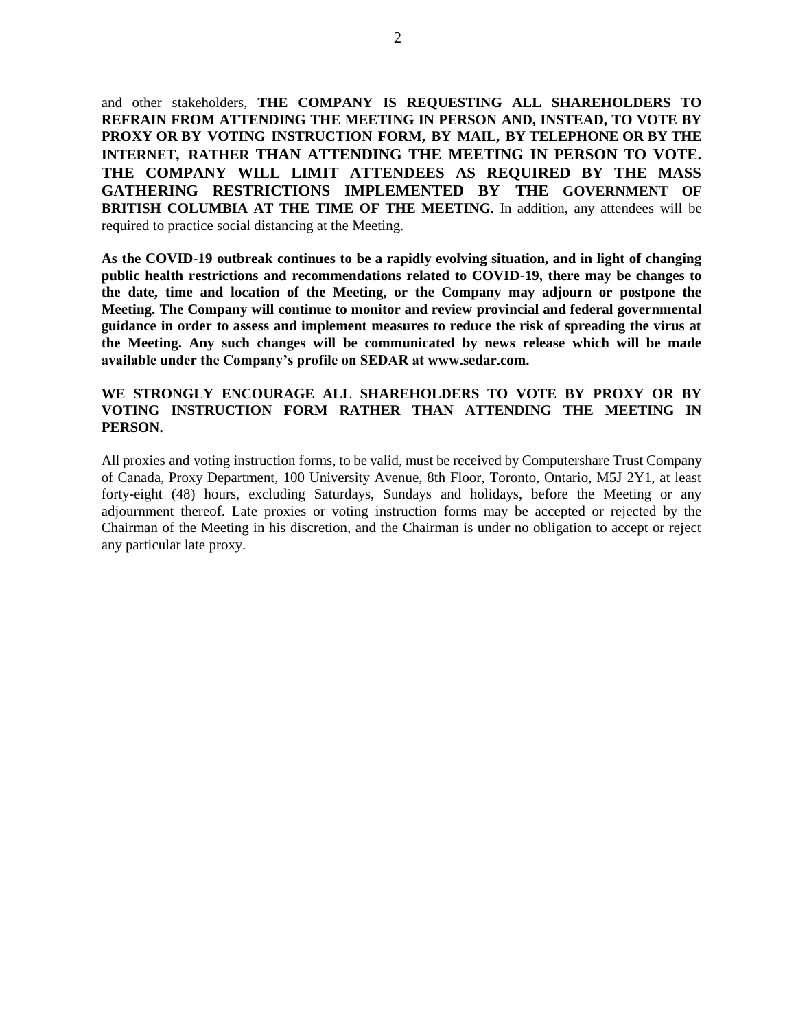and other stakeholders, **THE COMPANY IS REQUESTING ALL SHAREHOLDERS TO REFRAIN FROM ATTENDING THE MEETING IN PERSON AND, INSTEAD, TO VOTE BY PROXY OR BY VOTING INSTRUCTION FORM, BY MAIL, BY TELEPHONE OR BY THE INTERNET, RATHER THAN ATTENDING THE MEETING IN PERSON TO VOTE. THE COMPANY WILL LIMIT ATTENDEES AS REQUIRED BY THE MASS GATHERING RESTRICTIONS IMPLEMENTED BY THE GOVERNMENT OF BRITISH COLUMBIA AT THE TIME OF THE MEETING.** In addition, any attendees will be required to practice social distancing at the Meeting.

**As the COVID-19 outbreak continues to be a rapidly evolving situation, and in light of changing public health restrictions and recommendations related to COVID-19, there may be changes to the date, time and location of the Meeting, or the Company may adjourn or postpone the Meeting. The Company will continue to monitor and review provincial and federal governmental guidance in order to assess and implement measures to reduce the risk of spreading the virus at the Meeting. Any such changes will be communicated by news release which will be made available under the Company's profile on SEDAR at www.sedar.com.**

**WE STRONGLY ENCOURAGE ALL SHAREHOLDERS TO VOTE BY PROXY OR BY VOTING INSTRUCTION FORM RATHER THAN ATTENDING THE MEETING IN PERSON.**

All proxies and voting instruction forms, to be valid, must be received by Computershare Trust Company of Canada, Proxy Department, 100 University Avenue, 8th Floor, Toronto, Ontario, M5J 2Y1, at least forty-eight (48) hours, excluding Saturdays, Sundays and holidays, before the Meeting or any adjournment thereof. Late proxies or voting instruction forms may be accepted or rejected by the Chairman of the Meeting in his discretion, and the Chairman is under no obligation to accept or reject any particular late proxy.